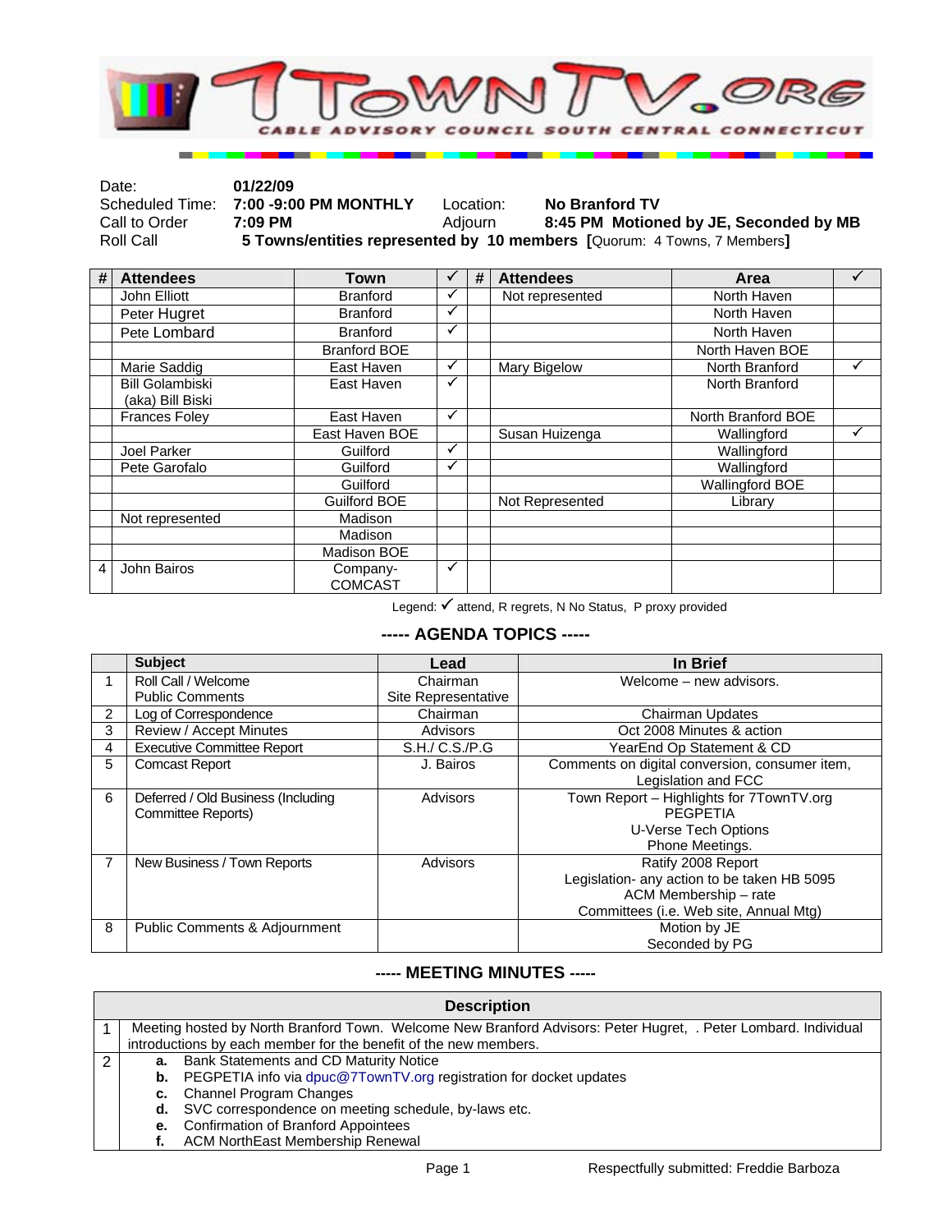# 7TOWNTV.ORG

CABLE ADVISORY COUNCIL SOUTH CENTRAL CONNECTICUT

| | | | |
|---|---|---|---|
| Date: | **01/22/09** | | |
| Scheduled Time: | **7:00 -9:00 PM MONTHLY** | Location: | **No Branford TV** |
| Call to Order | **7:09 PM** | Adjourn | **8:45 PM Motioned by JE, Seconded by MB** |
| Roll Call | **5 Towns/entities represented by 10 members [**Quorum: 4 Towns, 7 Members**]** | | |

| # | Attendees | Town | ✓ | # | Attendees | Area | ✓ |
|---|---|---|---|---|---|---|---|
| | John Elliott | Branford | ✓ | | Not represented | North Haven | |
| | Peter Hugret | Branford | ✓ | | | North Haven | |
| | Pete Lombard | Branford | ✓ | | | North Haven | |
| | | Branford BOE | | | | North Haven BOE | |
| | Marie Saddig | East Haven | ✓ | | Mary Bigelow | North Branford | ✓ |
| | Bill Golambiski (aka) Bill Biski | East Haven | ✓ | | | North Branford | |
| | Frances Foley | East Haven | ✓ | | | North Branford BOE | |
| | | East Haven BOE | | | Susan Huizenga | Wallingford | ✓ |
| | Joel Parker | Guilford | ✓ | | | Wallingford | |
| | Pete Garofalo | Guilford | ✓ | | | Wallingford | |
| | | Guilford | | | | Wallingford BOE | |
| | | Guilford BOE | | | Not Represented | Library | |
| | Not represented | Madison | | | | | |
| | | Madison | | | | | |
| | | Madison BOE | | | | | |
| 4 | John Bairos | Company-COMCAST | ✓ | | | | |

Legend: ✓ attend, R regrets, N No Status, P proxy provided

## ----- AGENDA TOPICS -----

| | Subject | Lead | In Brief |
|---|---|---|---|
| 1 | Roll Call / Welcome<br>Public Comments | Chairman<br>Site Representative | Welcome – new advisors. |
| 2 | Log of Correspondence | Chairman | Chairman Updates |
| 3 | Review / Accept Minutes | Advisors | Oct 2008 Minutes & action |
| 4 | Executive Committee Report | S.H./ C.S./P.G | YearEnd Op Statement & CD |
| 5 | Comcast Report | J. Bairos | Comments on digital conversion, consumer item, Legislation and FCC |
| 6 | Deferred / Old Business (Including Committee Reports) | Advisors | Town Report – Highlights for 7TownTV.org<br>PEGPETIA<br>U-Verse Tech Options<br>Phone Meetings. |
| 7 | New Business / Town Reports | Advisors | Ratify 2008 Report<br>Legislation- any action to be taken HB 5095<br>ACM Membership – rate<br>Committees (i.e. Web site, Annual Mtg) |
| 8 | Public Comments & Adjournment | | Motion by JE<br>Seconded by PG |

## ----- MEETING MINUTES -----

| | Description |
|---|---|
| 1 | Meeting hosted by North Branford Town. Welcome New Branford Advisors: Peter Hugret, . Peter Lombard. Individual introductions by each member for the benefit of the new members. |
| 2 | **a.** Bank Statements and CD Maturity Notice<br>**b.** PEGPETIA info via dpuc@7TownTV.org registration for docket updates<br>**c.** Channel Program Changes<br>**d.** SVC correspondence on meeting schedule, by-laws etc.<br>**e.** Confirmation of Branford Appointees<br>**f.** ACM NorthEast Membership Renewal |

Respectfully submitted: Freddie Barboza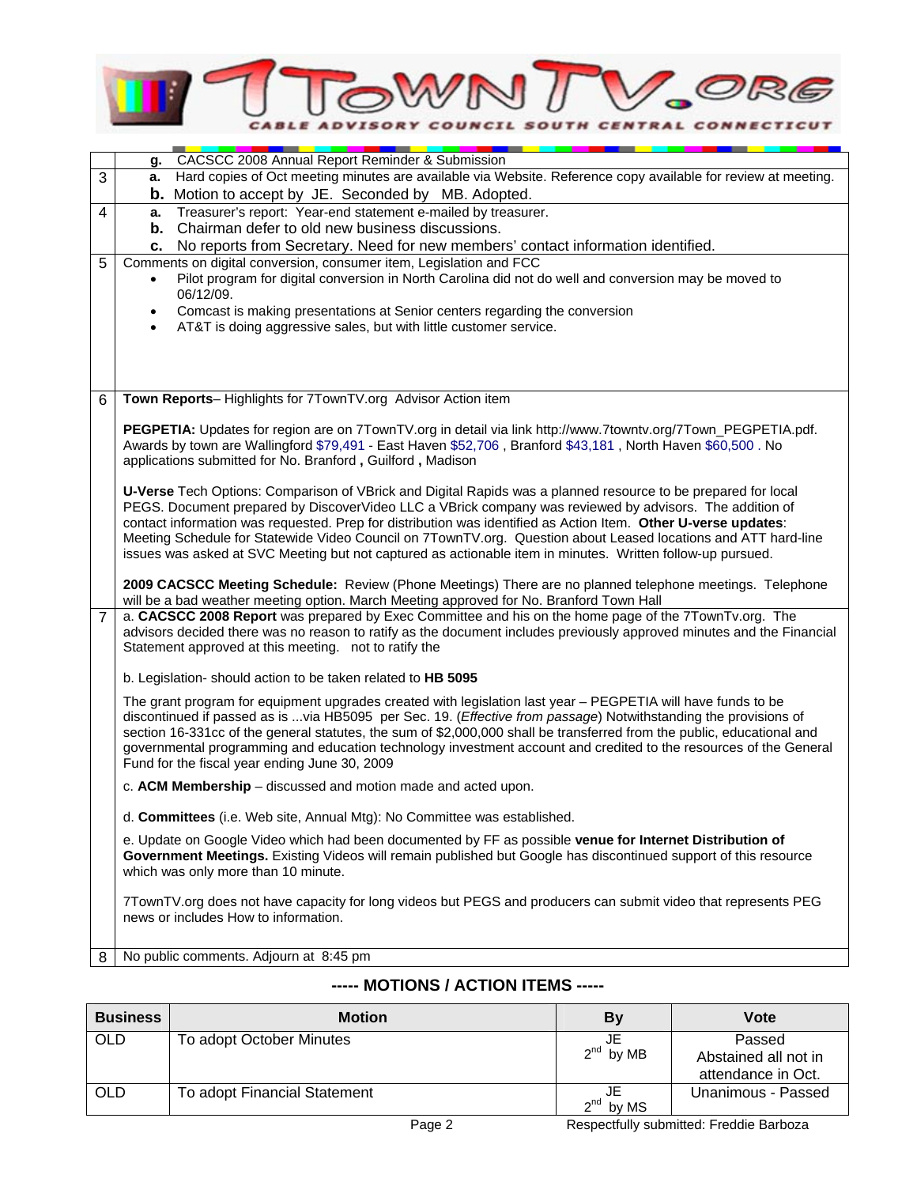# 7TownTV.org

CABLE ADVISORY COUNCIL SOUTH CENTRAL CONNECTICUT

| | |
|---|---|
| | **g.** CACSCC 2008 Annual Report Reminder & Submission |
| 3 | **a.** Hard copies of Oct meeting minutes are available via Website. Reference copy available for review at meeting.<br>**b.** Motion to accept by JE. Seconded by MB. Adopted. |
| 4 | **a.** Treasurer's report: Year-end statement e-mailed by treasurer.<br>**b.** Chairman defer to old new business discussions.<br>**c.** No reports from Secretary. Need for new members' contact information identified. |
| 5 | Comments on digital conversion, consumer item, Legislation and FCC<br>• Pilot program for digital conversion in North Carolina did not do well and conversion may be moved to 06/12/09.<br>• Comcast is making presentations at Senior centers regarding the conversion<br>• AT&T is doing aggressive sales, but with little customer service. |
| 6 | **Town Reports**– Highlights for 7TownTV.org Advisor Action item<br><br>**PEGPETIA:** Updates for region are on 7TownTV.org in detail via link http://www.7towntv.org/7Town_PEGPETIA.pdf. Awards by town are Wallingford $79,491 - East Haven $52,706 , Branford $43,181 , North Haven $60,500 . No applications submitted for No. Branford **,** Guilford **,** Madison<br><br>**U-Verse** Tech Options: Comparison of VBrick and Digital Rapids was a planned resource to be prepared for local PEGS. Document prepared by DiscoverVideo LLC a VBrick company was reviewed by advisors. The addition of contact information was requested. Prep for distribution was identified as Action Item. **Other U-verse updates**: Meeting Schedule for Statewide Video Council on 7TownTV.org. Question about Leased locations and ATT hard-line issues was asked at SVC Meeting but not captured as actionable item in minutes. Written follow-up pursued.<br><br>**2009 CACSCC Meeting Schedule:** Review (Phone Meetings) There are no planned telephone meetings. Telephone will be a bad weather meeting option. March Meeting approved for No. Branford Town Hall |
| 7 | a. **CACSCC 2008 Report** was prepared by Exec Committee and his on the home page of the 7TownTv.org. The advisors decided there was no reason to ratify as the document includes previously approved minutes and the Financial Statement approved at this meeting. not to ratify the<br><br>b. Legislation- should action to be taken related to **HB 5095**<br><br>The grant program for equipment upgrades created with legislation last year – PEGPETIA will have funds to be discontinued if passed as is ...via HB5095 per Sec. 19. (*Effective from passage*) Notwithstanding the provisions of section 16-331cc of the general statutes, the sum of $2,000,000 shall be transferred from the public, educational and governmental programming and education technology investment account and credited to the resources of the General Fund for the fiscal year ending June 30, 2009<br><br>c. **ACM Membership** – discussed and motion made and acted upon.<br><br>d. **Committees** (i.e. Web site, Annual Mtg): No Committee was established.<br><br>e. Update on Google Video which had been documented by FF as possible **venue for Internet Distribution of Government Meetings.** Existing Videos will remain published but Google has discontinued support of this resource which was only more than 10 minute.<br><br>7TownTV.org does not have capacity for long videos but PEGS and producers can submit video that represents PEG news or includes How to information. |
| 8 | No public comments. Adjourn at 8:45 pm |

## ----- MOTIONS / ACTION ITEMS -----

| Business | Motion | By | Vote |
|---|---|---|---|
| OLD | To adopt October Minutes | JE<br>2nd by MB | Passed<br>Abstained all not in attendance in Oct. |
| OLD | To adopt Financial Statement | JE<br>2nd by MS | Unanimous - Passed |

Respectfully submitted: Freddie Barboza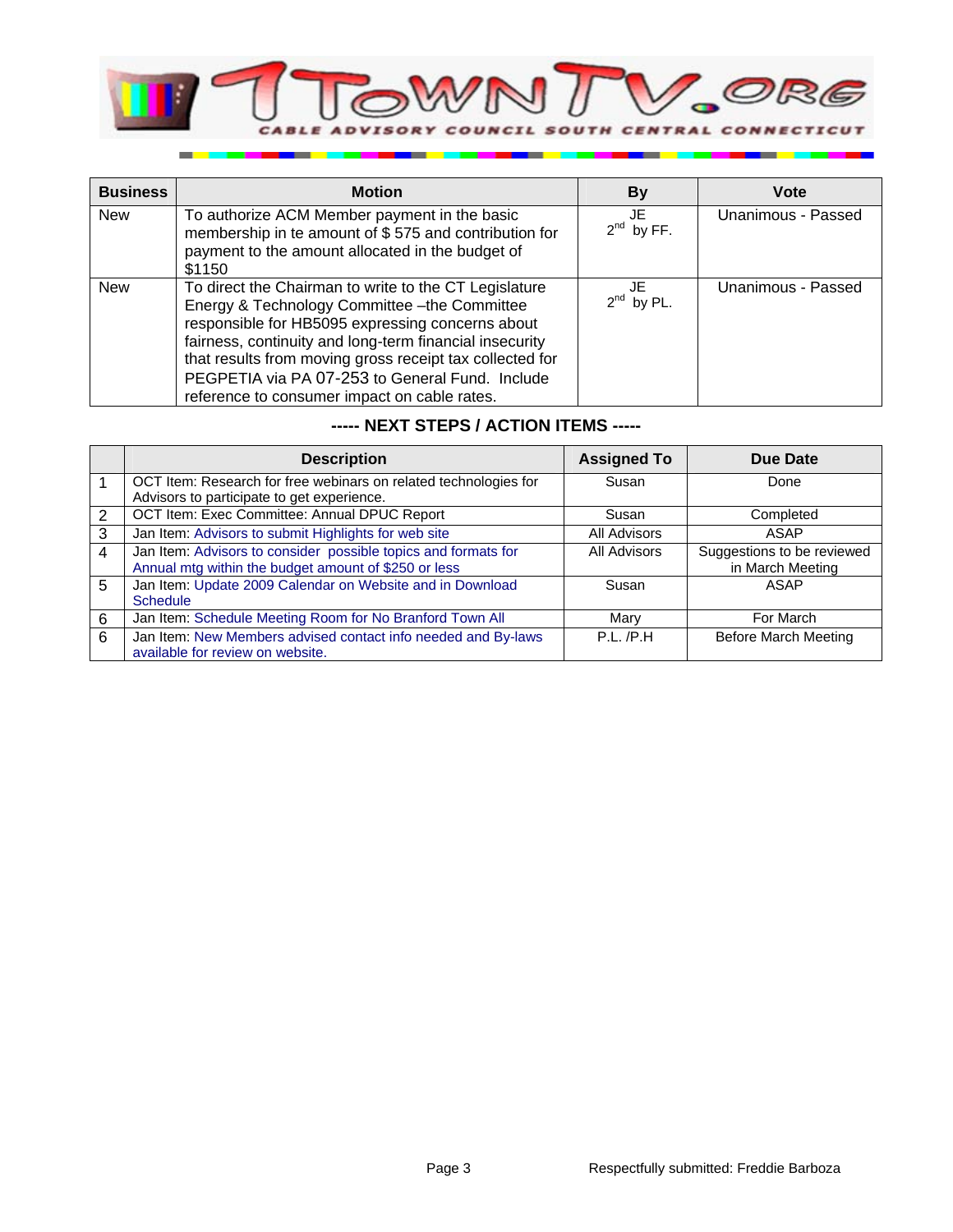| Business | Motion | By | Vote |
| --- | --- | --- | --- |
| New | To authorize ACM Member payment in the basic membership in te amount of $ 575 and contribution for payment to the amount allocated in the budget of $1150 | JE 2nd by FF. | Unanimous - Passed |
| New | To direct the Chairman to write to the CT Legislature Energy & Technology Committee –the Committee responsible for HB5095 expressing concerns about fairness, continuity and long-term financial insecurity that results from moving gross receipt tax collected for PEGPETIA via PA 07-253 to General Fund. Include reference to consumer impact on cable rates. | JE 2nd by PL. | Unanimous - Passed |

**----- NEXT STEPS / ACTION ITEMS -----**

| | Description | Assigned To | Due Date |
| --- | --- | --- | --- |
| 1 | OCT Item: Research for free webinars on related technologies for Advisors to participate to get experience. | Susan | Done |
| 2 | OCT Item: Exec Committee: Annual DPUC Report | Susan | Completed |
| 3 | Jan Item: Advisors to submit Highlights for web site | All Advisors | ASAP |
| 4 | Jan Item: Advisors to consider possible topics and formats for Annual mtg within the budget amount of $250 or less | All Advisors | Suggestions to be reviewed in March Meeting |
| 5 | Jan Item: Update 2009 Calendar on Website and in Download Schedule | Susan | ASAP |
| 6 | Jan Item: Schedule Meeting Room for No Branford Town All | Mary | For March |
| 6 | Jan Item: New Members advised contact info needed and By-laws available for review on website. | P.L. /P.H | Before March Meeting |

Respectfully submitted: Freddie Barboza